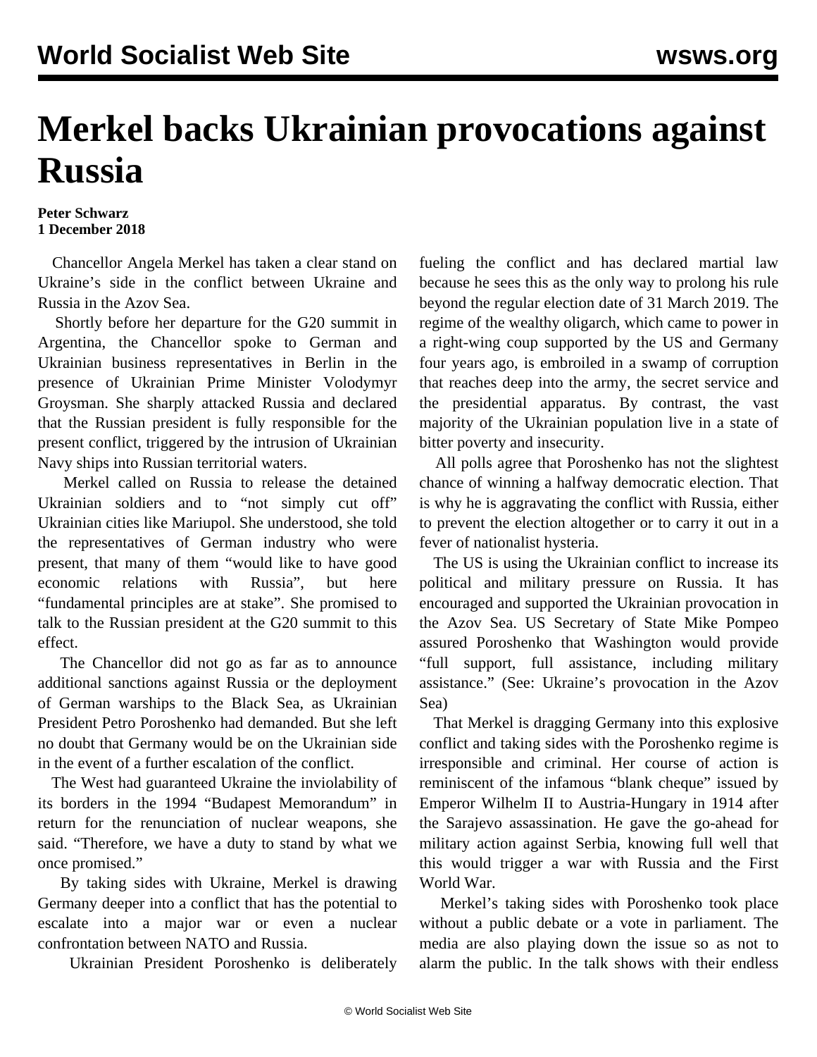# Merkel backs Ukrainian provocations against Russia

**Peter Schwarz**
**1 December 2018**

Chancellor Angela Merkel has taken a clear stand on Ukraine's side in the conflict between Ukraine and Russia in the Azov Sea.

Shortly before her departure for the G20 summit in Argentina, the Chancellor spoke to German and Ukrainian business representatives in Berlin in the presence of Ukrainian Prime Minister Volodymyr Groysman. She sharply attacked Russia and declared that the Russian president is fully responsible for the present conflict, triggered by the intrusion of Ukrainian Navy ships into Russian territorial waters.

Merkel called on Russia to release the detained Ukrainian soldiers and to "not simply cut off" Ukrainian cities like Mariupol. She understood, she told the representatives of German industry who were present, that many of them "would like to have good economic relations with Russia", but here "fundamental principles are at stake". She promised to talk to the Russian president at the G20 summit to this effect.

The Chancellor did not go as far as to announce additional sanctions against Russia or the deployment of German warships to the Black Sea, as Ukrainian President Petro Poroshenko had demanded. But she left no doubt that Germany would be on the Ukrainian side in the event of a further escalation of the conflict.

The West had guaranteed Ukraine the inviolability of its borders in the 1994 "Budapest Memorandum" in return for the renunciation of nuclear weapons, she said. "Therefore, we have a duty to stand by what we once promised."

By taking sides with Ukraine, Merkel is drawing Germany deeper into a conflict that has the potential to escalate into a major war or even a nuclear confrontation between NATO and Russia.

Ukrainian President Poroshenko is deliberately fueling the conflict and has declared martial law because he sees this as the only way to prolong his rule beyond the regular election date of 31 March 2019. The regime of the wealthy oligarch, which came to power in a right-wing coup supported by the US and Germany four years ago, is embroiled in a swamp of corruption that reaches deep into the army, the secret service and the presidential apparatus. By contrast, the vast majority of the Ukrainian population live in a state of bitter poverty and insecurity.

All polls agree that Poroshenko has not the slightest chance of winning a halfway democratic election. That is why he is aggravating the conflict with Russia, either to prevent the election altogether or to carry it out in a fever of nationalist hysteria.

The US is using the Ukrainian conflict to increase its political and military pressure on Russia. It has encouraged and supported the Ukrainian provocation in the Azov Sea. US Secretary of State Mike Pompeo assured Poroshenko that Washington would provide "full support, full assistance, including military assistance." (See: Ukraine's provocation in the Azov Sea)

That Merkel is dragging Germany into this explosive conflict and taking sides with the Poroshenko regime is irresponsible and criminal. Her course of action is reminiscent of the infamous "blank cheque" issued by Emperor Wilhelm II to Austria-Hungary in 1914 after the Sarajevo assassination. He gave the go-ahead for military action against Serbia, knowing full well that this would trigger a war with Russia and the First World War.

Merkel's taking sides with Poroshenko took place without a public debate or a vote in parliament. The media are also playing down the issue so as not to alarm the public. In the talk shows with their endless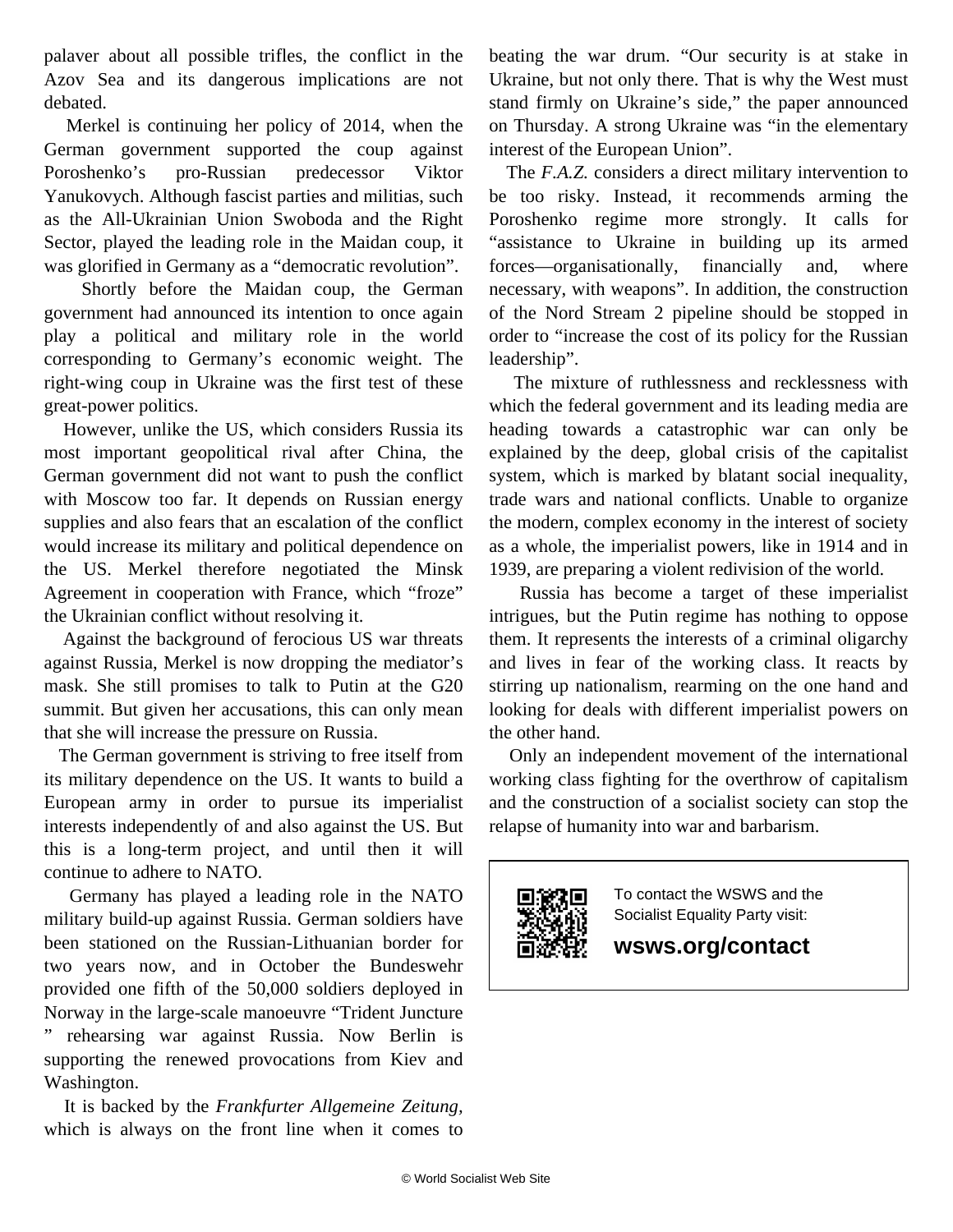palaver about all possible trifles, the conflict in the Azov Sea and its dangerous implications are not debated.

Merkel is continuing her policy of 2014, when the German government supported the coup against Poroshenko's pro-Russian predecessor Viktor Yanukovych. Although fascist parties and militias, such as the All-Ukrainian Union Swoboda and the Right Sector, played the leading role in the Maidan coup, it was glorified in Germany as a "democratic revolution".

Shortly before the Maidan coup, the German government had announced its intention to once again play a political and military role in the world corresponding to Germany's economic weight. The right-wing coup in Ukraine was the first test of these great-power politics.

However, unlike the US, which considers Russia its most important geopolitical rival after China, the German government did not want to push the conflict with Moscow too far. It depends on Russian energy supplies and also fears that an escalation of the conflict would increase its military and political dependence on the US. Merkel therefore negotiated the Minsk Agreement in cooperation with France, which "froze" the Ukrainian conflict without resolving it.

Against the background of ferocious US war threats against Russia, Merkel is now dropping the mediator's mask. She still promises to talk to Putin at the G20 summit. But given her accusations, this can only mean that she will increase the pressure on Russia.

The German government is striving to free itself from its military dependence on the US. It wants to build a European army in order to pursue its imperialist interests independently of and also against the US. But this is a long-term project, and until then it will continue to adhere to NATO.

Germany has played a leading role in the NATO military build-up against Russia. German soldiers have been stationed on the Russian-Lithuanian border for two years now, and in October the Bundeswehr provided one fifth of the 50,000 soldiers deployed in Norway in the large-scale manoeuvre "Trident Juncture" rehearsing war against Russia. Now Berlin is supporting the renewed provocations from Kiev and Washington.

It is backed by the *Frankfurter Allgemeine Zeitung*, which is always on the front line when it comes to beating the war drum. "Our security is at stake in Ukraine, but not only there. That is why the West must stand firmly on Ukraine's side," the paper announced on Thursday. A strong Ukraine was "in the elementary interest of the European Union".

The *F.A.Z.* considers a direct military intervention to be too risky. Instead, it recommends arming the Poroshenko regime more strongly. It calls for "assistance to Ukraine in building up its armed forces—organisationally, financially and, where necessary, with weapons". In addition, the construction of the Nord Stream 2 pipeline should be stopped in order to "increase the cost of its policy for the Russian leadership".

The mixture of ruthlessness and recklessness with which the federal government and its leading media are heading towards a catastrophic war can only be explained by the deep, global crisis of the capitalist system, which is marked by blatant social inequality, trade wars and national conflicts. Unable to organize the modern, complex economy in the interest of society as a whole, the imperialist powers, like in 1914 and in 1939, are preparing a violent redivision of the world.

Russia has become a target of these imperialist intrigues, but the Putin regime has nothing to oppose them. It represents the interests of a criminal oligarchy and lives in fear of the working class. It reacts by stirring up nationalism, rearming on the one hand and looking for deals with different imperialist powers on the other hand.

Only an independent movement of the international working class fighting for the overthrow of capitalism and the construction of a socialist society can stop the relapse of humanity into war and barbarism.

To contact the WSWS and the Socialist Equality Party visit:

**wsws.org/contact**